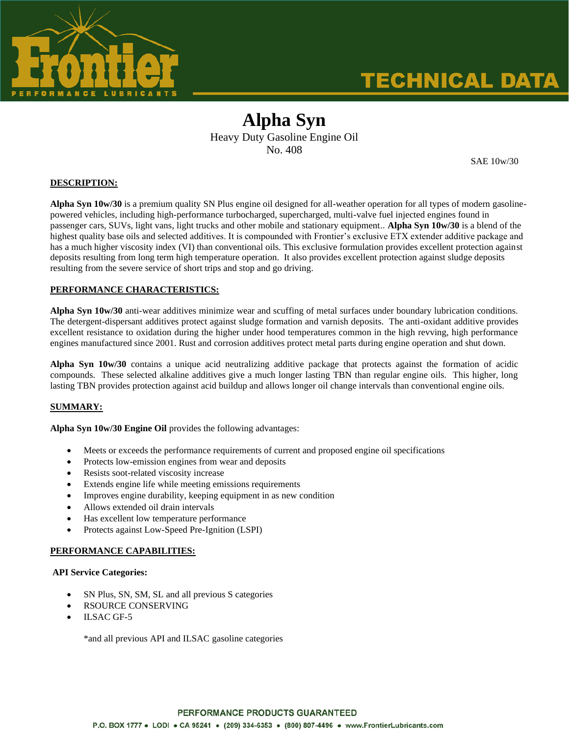# Alpha Syn

Heavy Duty Gasoline Engine Oil
No. 408

SAE 10w/30

## DESCRIPTION:

**Alpha Syn 10w/30** is a premium quality SN Plus engine oil designed for all-weather operation for all types of modern gasoline-powered vehicles, including high-performance turbocharged, supercharged, multi-valve fuel injected engines found in passenger cars, SUVs, light vans, light trucks and other mobile and stationary equipment.. **Alpha Syn 10w/30** is a blend of the highest quality base oils and selected additives. It is compounded with Frontier's exclusive ETX extender additive package and has a much higher viscosity index (VI) than conventional oils. This exclusive formulation provides excellent protection against deposits resulting from long term high temperature operation. It also provides excellent protection against sludge deposits resulting from the severe service of short trips and stop and go driving.

## PERFORMANCE CHARACTERISTICS:

**Alpha Syn 10w/30** anti-wear additives minimize wear and scuffing of metal surfaces under boundary lubrication conditions. The detergent-dispersant additives protect against sludge formation and varnish deposits. The anti-oxidant additive provides excellent resistance to oxidation during the higher under hood temperatures common in the high revving, high performance engines manufactured since 2001. Rust and corrosion additives protect metal parts during engine operation and shut down.

**Alpha Syn 10w/30** contains a unique acid neutralizing additive package that protects against the formation of acidic compounds. These selected alkaline additives give a much longer lasting TBN than regular engine oils. This higher, long lasting TBN provides protection against acid buildup and allows longer oil change intervals than conventional engine oils.

## SUMMARY:

**Alpha Syn 10w/30 Engine Oil** provides the following advantages:

- Meets or exceeds the performance requirements of current and proposed engine oil specifications
- Protects low-emission engines from wear and deposits
- Resists soot-related viscosity increase
- Extends engine life while meeting emissions requirements
- Improves engine durability, keeping equipment in as new condition
- Allows extended oil drain intervals
- Has excellent low temperature performance
- Protects against Low-Speed Pre-Ignition (LSPI)

## PERFORMANCE CAPABILITIES:

**API Service Categories:**

- SN Plus, SN, SM, SL and all previous S categories
- RSOURCE CONSERVING
- ILSAC GF-5

*and all previous API and ILSAC gasoline categories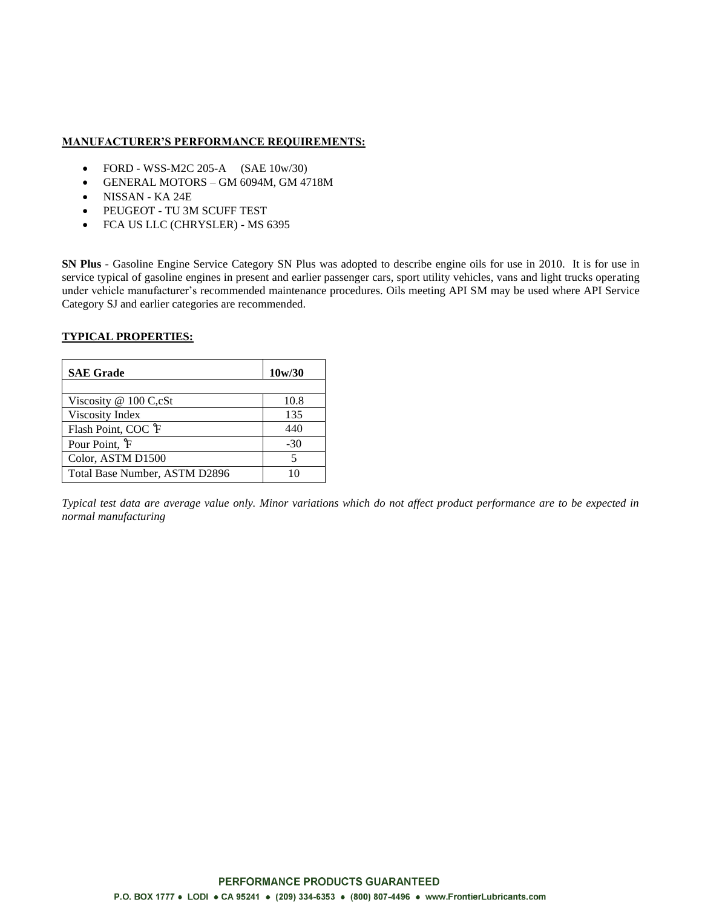**MANUFACTURER'S PERFORMANCE REQUIREMENTS:**

- FORD - WSS-M2C 205-A (SAE 10w/30)
- GENERAL MOTORS – GM 6094M, GM 4718M
- NISSAN - KA 24E
- PEUGEOT - TU 3M SCUFF TEST
- FCA US LLC (CHRYSLER) - MS 6395

**SN Plus** - Gasoline Engine Service Category SN Plus was adopted to describe engine oils for use in 2010. It is for use in service typical of gasoline engines in present and earlier passenger cars, sport utility vehicles, vans and light trucks operating under vehicle manufacturer's recommended maintenance procedures. Oils meeting API SM may be used where API Service Category SJ and earlier categories are recommended.

**TYPICAL PROPERTIES:**

| **SAE Grade** | **10w/30** |
|---|---|
| | |
| Viscosity @ 100 C,cSt | 10.8 |
| Viscosity Index | 135 |
| Flash Point, COC °F | 440 |
| Pour Point, °F | -30 |
| Color, ASTM D1500 | 5 |
| Total Base Number, ASTM D2896 | 10 |

*Typical test data are average value only. Minor variations which do not affect product performance are to be expected in normal manufacturing*

PERFORMANCE PRODUCTS GUARANTEED

P.O. BOX 1777 ● LODI ● CA 95241 ● (209) 334-6353 ● (800) 807-4496 ● www.FrontierLubricants.com